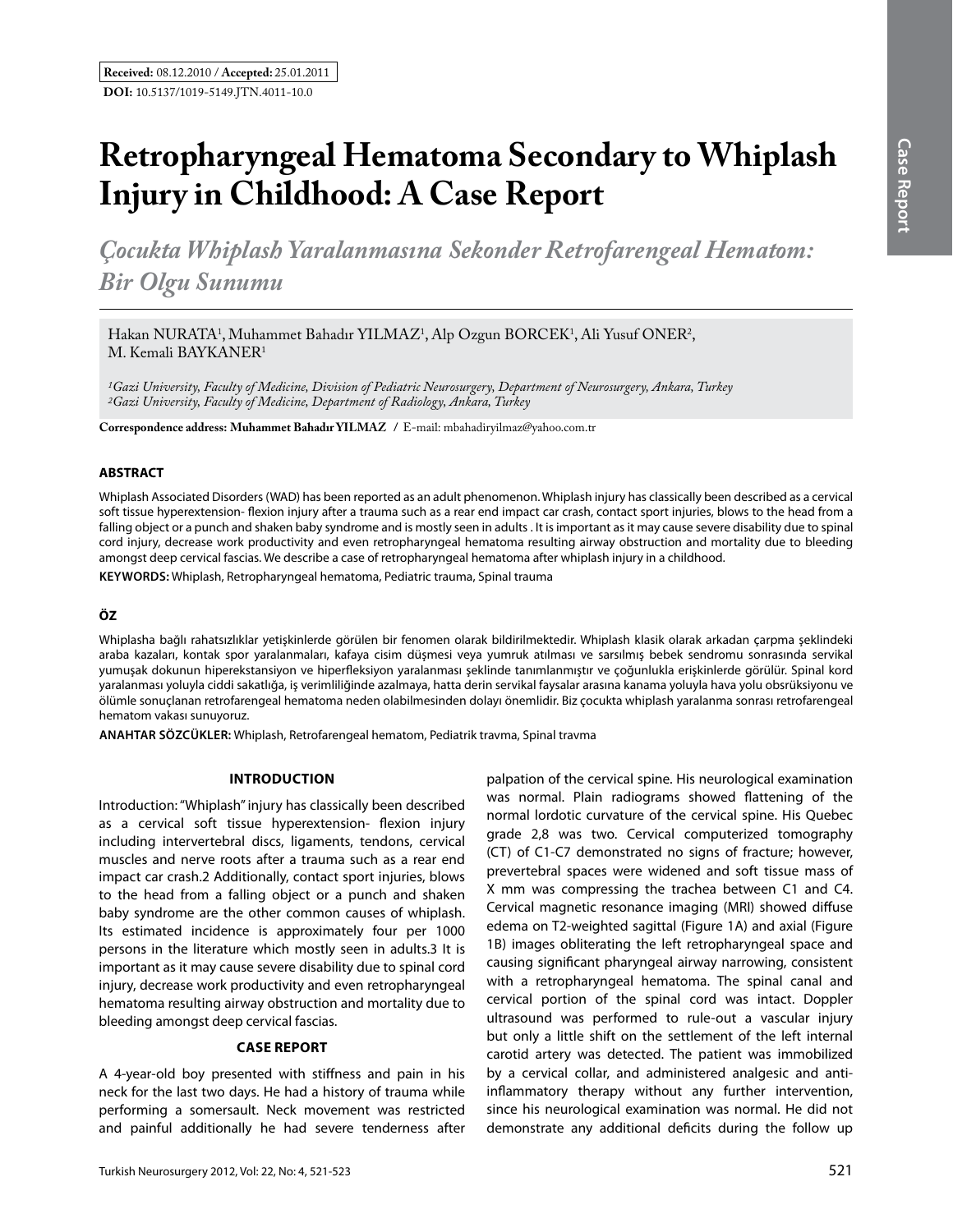**Received:** 08.12.2010 / **Accepted:** 25.01.2011

**DOI:** 10.5137/1019-5149.JTN.4011-10.0

# Retropharyngeal Hematoma Secondary to Whiplash Injury in Childhood: A Case Report

## *Çocukta Whiplash Yaralanmasına Sekonder Retrofarengeal Hematom: Bir Olgu Sunumu*

Hakan NURATA[1], Muhammet Bahadır YILMAZ[1], Alp Ozgun BORCEK[1], Ali Yusuf ONER[2], M. Kemali BAYKANER[1]

*[1]Gazi University, Faculty of Medicine, Division of Pediatric Neurosurgery, Department of Neurosurgery, Ankara, Turkey*
*[2]Gazi University, Faculty of Medicine, Department of Radiology, Ankara, Turkey*

**Correspondence address: Muhammet Bahadır YILMAZ** / E-mail: mbahadiryilmaz@yahoo.com.tr

### ABSTRACT

Whiplash Associated Disorders (WAD) has been reported as an adult phenomenon. Whiplash injury has classically been described as a cervical soft tissue hyperextension- flexion injury after a trauma such as a rear end impact car crash, contact sport injuries, blows to the head from a falling object or a punch and shaken baby syndrome and is mostly seen in adults . It is important as it may cause severe disability due to spinal cord injury, decrease work productivity and even retropharyngeal hematoma resulting airway obstruction and mortality due to bleeding amongst deep cervical fascias. We describe a case of retropharyngeal hematoma after whiplash injury in a childhood.

**KEYWORDS:** Whiplash, Retropharyngeal hematoma, Pediatric trauma, Spinal trauma

### ÖZ

Whiplasha bağlı rahatsızlıklar yetişkinlerde görülen bir fenomen olarak bildirilmektedir. Whiplash klasik olarak arkadan çarpma şeklindeki araba kazaları, kontak spor yaralanmaları, kafaya cisim düşmesi veya yumruk atılması ve sarsılmış bebek sendromu sonrasında servikal yumuşak dokunun hiperekstansiyon ve hiperfleksiyon yaralanması şeklinde tanımlanmıştır ve çoğunlukla erişkinlerde görülür. Spinal kord yaralanması yoluyla ciddi sakatlığa, iş verimliliğinde azalmaya, hatta derin servikal faysalar arasına kanama yoluyla hava yolu obsrüksiyonu ve ölümle sonuçlanan retrofarengeal hematoma neden olabilmesinden dolayı önemlidir. Biz çocukta whiplash yaralanma sonrası retrofarengeal hematom vakası sunuyoruz.

**ANAHTAR SÖZCÜKLER:** Whiplash, Retrofarengeal hematom, Pediatrik travma, Spinal travma

### INTRODUCTION

Introduction: "Whiplash" injury has classically been described as a cervical soft tissue hyperextension- flexion injury including intervertebral discs, ligaments, tendons, cervical muscles and nerve roots after a trauma such as a rear end impact car crash.2 Additionally, contact sport injuries, blows to the head from a falling object or a punch and shaken baby syndrome are the other common causes of whiplash. Its estimated incidence is approximately four per 1000 persons in the literature which mostly seen in adults.3 It is important as it may cause severe disability due to spinal cord injury, decrease work productivity and even retropharyngeal hematoma resulting airway obstruction and mortality due to bleeding amongst deep cervical fascias.

### CASE REPORT

A 4-year-old boy presented with stiffness and pain in his neck for the last two days. He had a history of trauma while performing a somersault. Neck movement was restricted and painful additionally he had severe tenderness after palpation of the cervical spine. His neurological examination was normal. Plain radiograms showed flattening of the normal lordotic curvature of the cervical spine. His Quebec grade 2,8 was two. Cervical computerized tomography (CT) of C1-C7 demonstrated no signs of fracture; however, prevertebral spaces were widened and soft tissue mass of X mm was compressing the trachea between C1 and C4. Cervical magnetic resonance imaging (MRI) showed diffuse edema on T2-weighted sagittal (Figure 1A) and axial (Figure 1B) images obliterating the left retropharyngeal space and causing significant pharyngeal airway narrowing, consistent with a retropharyngeal hematoma. The spinal canal and cervical portion of the spinal cord was intact. Doppler ultrasound was performed to rule-out a vascular injury but only a little shift on the settlement of the left internal carotid artery was detected. The patient was immobilized by a cervical collar, and administered analgesic and anti-inflammatory therapy without any further intervention, since his neurological examination was normal. He did not demonstrate any additional deficits during the follow up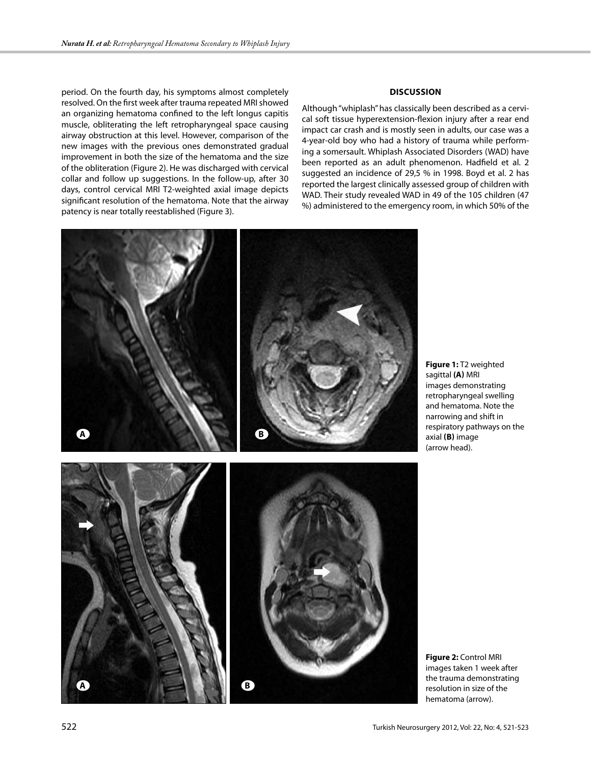period. On the fourth day, his symptoms almost completely resolved. On the first week after trauma repeated MRI showed an organizing hematoma confined to the left longus capitis muscle, obliterating the left retropharyngeal space causing airway obstruction at this level. However, comparison of the new images with the previous ones demonstrated gradual improvement in both the size of the hematoma and the size of the obliteration (Figure 2). He was discharged with cervical collar and follow up suggestions. In the follow-up, after 30 days, control cervical MRI T2-weighted axial image depicts significant resolution of the hematoma. Note that the airway patency is near totally reestablished (Figure 3).

## DISCUSSION

Although "whiplash" has classically been described as a cervical soft tissue hyperextension-flexion injury after a rear end impact car crash and is mostly seen in adults, our case was a 4-year-old boy who had a history of trauma while performing a somersault. Whiplash Associated Disorders (WAD) have been reported as an adult phenomenon. Hadfield et al. 2 suggested an incidence of 29,5 % in 1998. Boyd et al. 2 has reported the largest clinically assessed group of children with WAD. Their study revealed WAD in 49 of the 105 children (47 %) administered to the emergency room, in which 50% of the

**Figure 1:** T2 weighted sagittal **(A)** MRI images demonstrating retropharyngeal swelling and hematoma. Note the narrowing and shift in respiratory pathways on the axial **(B)** image (arrow head).

**Figure 2:** Control MRI images taken 1 week after the trauma demonstrating resolution in size of the hematoma (arrow).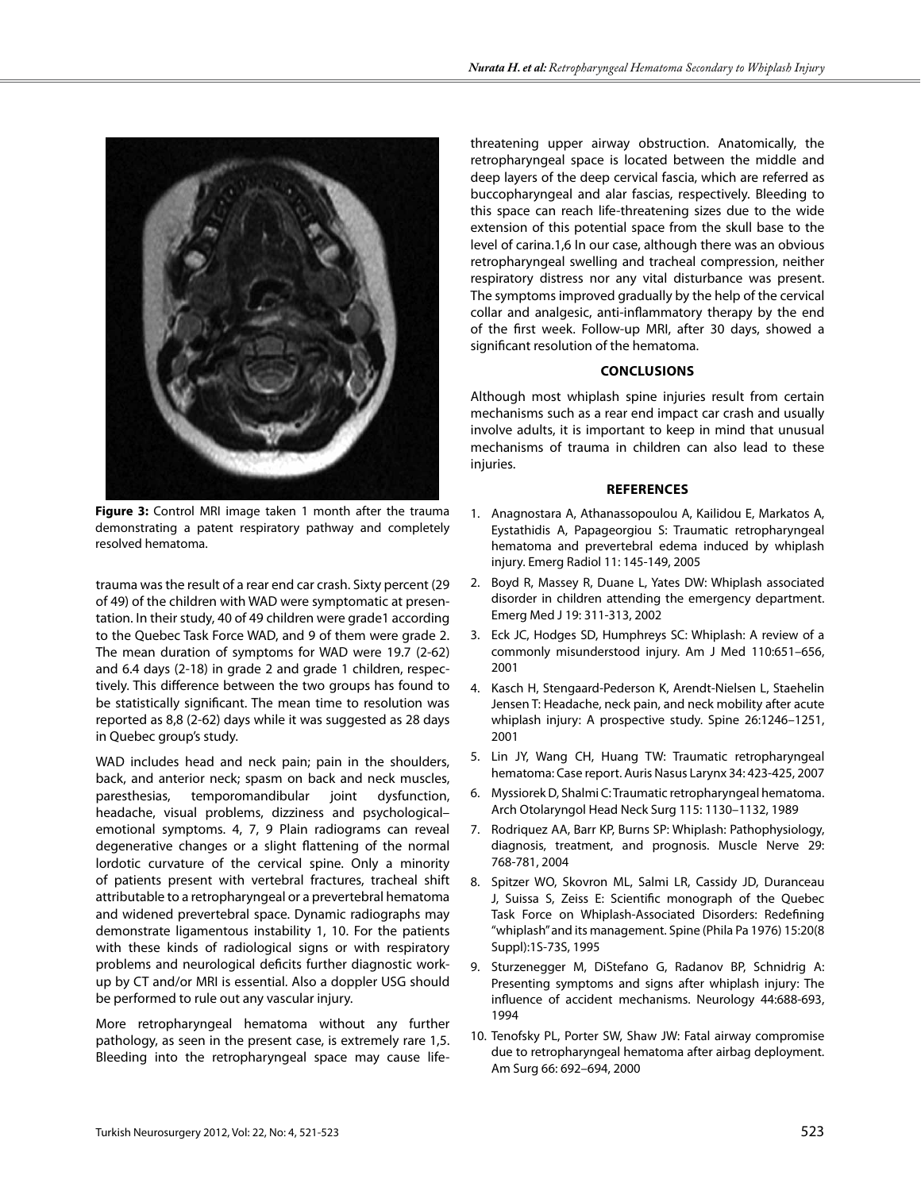**Figure 3:** Control MRI image taken 1 month after the trauma demonstrating a patent respiratory pathway and completely resolved hematoma.

trauma was the result of a rear end car crash. Sixty percent (29 of 49) of the children with WAD were symptomatic at presentation. In their study, 40 of 49 children were grade1 according to the Quebec Task Force WAD, and 9 of them were grade 2. The mean duration of symptoms for WAD were 19.7 (2-62) and 6.4 days (2-18) in grade 2 and grade 1 children, respectively. This difference between the two groups has found to be statistically significant. The mean time to resolution was reported as 8,8 (2-62) days while it was suggested as 28 days in Quebec group's study.

WAD includes head and neck pain; pain in the shoulders, back, and anterior neck; spasm on back and neck muscles, paresthesias, temporomandibular joint dysfunction, headache, visual problems, dizziness and psychological–emotional symptoms. 4, 7, 9 Plain radiograms can reveal degenerative changes or a slight flattening of the normal lordotic curvature of the cervical spine. Only a minority of patients present with vertebral fractures, tracheal shift attributable to a retropharyngeal or a prevertebral hematoma and widened prevertebral space. Dynamic radiographs may demonstrate ligamentous instability 1, 10. For the patients with these kinds of radiological signs or with respiratory problems and neurological deficits further diagnostic work-up by CT and/or MRI is essential. Also a doppler USG should be performed to rule out any vascular injury.

More retropharyngeal hematoma without any further pathology, as seen in the present case, is extremely rare 1,5. Bleeding into the retropharyngeal space may cause life-threatening upper airway obstruction. Anatomically, the retropharyngeal space is located between the middle and deep layers of the deep cervical fascia, which are referred as buccopharyngeal and alar fascias, respectively. Bleeding to this space can reach life-threatening sizes due to the wide extension of this potential space from the skull base to the level of carina.1,6 In our case, although there was an obvious retropharyngeal swelling and tracheal compression, neither respiratory distress nor any vital disturbance was present. The symptoms improved gradually by the help of the cervical collar and analgesic, anti-inflammatory therapy by the end of the first week. Follow-up MRI, after 30 days, showed a significant resolution of the hematoma.

## CONCLUSIONS

Although most whiplash spine injuries result from certain mechanisms such as a rear end impact car crash and usually involve adults, it is important to keep in mind that unusual mechanisms of trauma in children can also lead to these injuries.

## REFERENCES

1. Anagnostara A, Athanassopoulou A, Kailidou E, Markatos A, Eystathidis A, Papageorgiou S: Traumatic retropharyngeal hematoma and prevertebral edema induced by whiplash injury. Emerg Radiol 11: 145-149, 2005
2. Boyd R, Massey R, Duane L, Yates DW: Whiplash associated disorder in children attending the emergency department. Emerg Med J 19: 311-313, 2002
3. Eck JC, Hodges SD, Humphreys SC: Whiplash: A review of a commonly misunderstood injury. Am J Med 110:651–656, 2001
4. Kasch H, Stengaard-Pederson K, Arendt-Nielsen L, Staehelin Jensen T: Headache, neck pain, and neck mobility after acute whiplash injury: A prospective study. Spine 26:1246–1251, 2001
5. Lin JY, Wang CH, Huang TW: Traumatic retropharyngeal hematoma: Case report. Auris Nasus Larynx 34: 423-425, 2007
6. Myssiorek D, Shalmi C: Traumatic retropharyngeal hematoma. Arch Otolaryngol Head Neck Surg 115: 1130–1132, 1989
7. Rodriquez AA, Barr KP, Burns SP: Whiplash: Pathophysiology, diagnosis, treatment, and prognosis. Muscle Nerve 29: 768-781, 2004
8. Spitzer WO, Skovron ML, Salmi LR, Cassidy JD, Duranceau J, Suissa S, Zeiss E: Scientific monograph of the Quebec Task Force on Whiplash-Associated Disorders: Redefining "whiplash" and its management. Spine (Phila Pa 1976) 15:20(8 Suppl):1S-73S, 1995
9. Sturzenegger M, DiStefano G, Radanov BP, Schnidrig A: Presenting symptoms and signs after whiplash injury: The influence of accident mechanisms. Neurology 44:688-693, 1994
10. Tenofsky PL, Porter SW, Shaw JW: Fatal airway compromise due to retropharyngeal hematoma after airbag deployment. Am Surg 66: 692–694, 2000